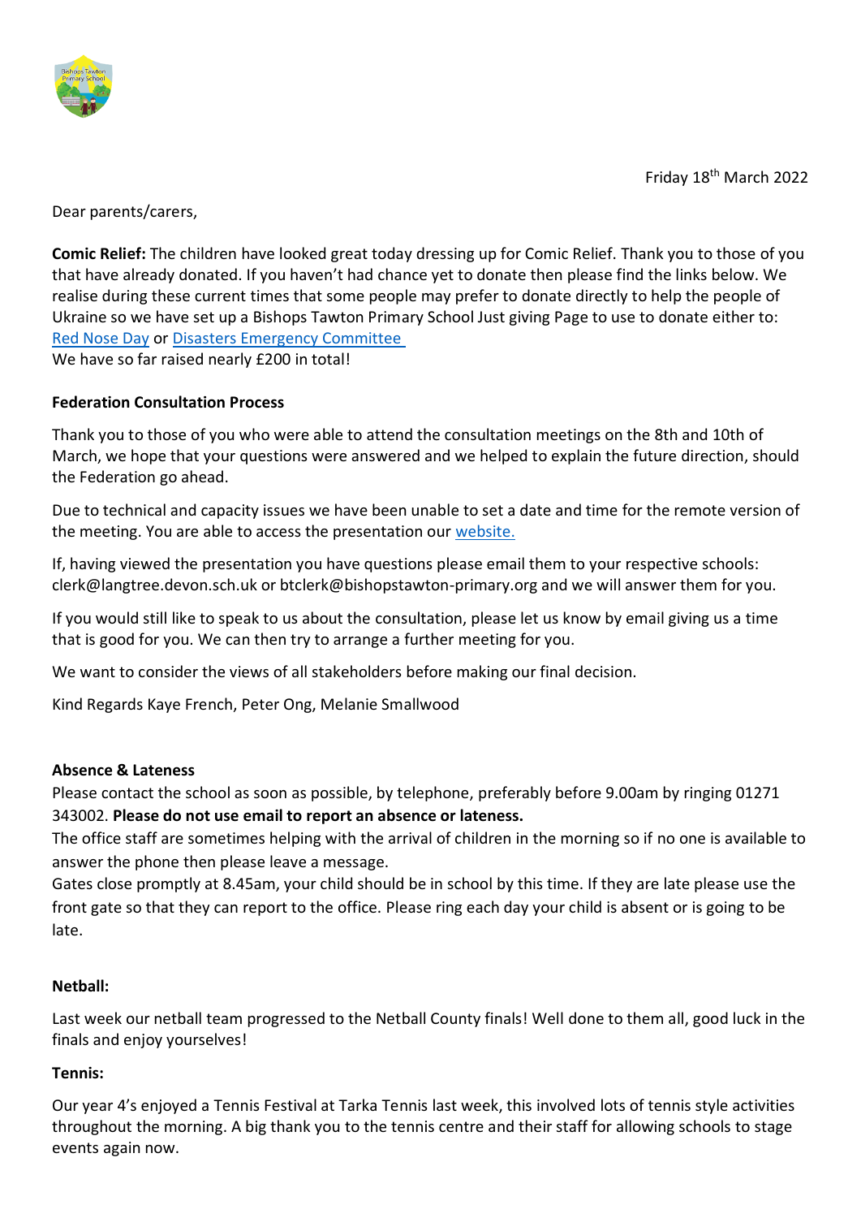Friday 18th March 2022

Dear parents/carers,

**Comic Relief:** The children have looked great today dressing up for Comic Relief. Thank you to those of you that have already donated. If you haven't had chance yet to donate then please find the links below. We realise during these current times that some people may prefer to donate directly to help the people of Ukraine so we have set up a Bishops Tawton Primary School Just giving Page to use to donate either to: Red Nose Day or Disasters Emergency Committee

We have so far raised nearly £200 in total!

**Federation Consultation Process**

Thank you to those of you who were able to attend the consultation meetings on the 8th and 10th of March, we hope that your questions were answered and we helped to explain the future direction, should the Federation go ahead.

Due to technical and capacity issues we have been unable to set a date and time for the remote version of the meeting. You are able to access the presentation our website.

If, having viewed the presentation you have questions please email them to your respective schools: clerk@langtree.devon.sch.uk or btclerk@bishopstawton-primary.org and we will answer them for you.

If you would still like to speak to us about the consultation, please let us know by email giving us a time that is good for you. We can then try to arrange a further meeting for you.

We want to consider the views of all stakeholders before making our final decision.

Kind Regards Kaye French, Peter Ong, Melanie Smallwood

**Absence & Lateness**

Please contact the school as soon as possible, by telephone, preferably before 9.00am by ringing 01271 343002. **Please do not use email to report an absence or lateness.**

The office staff are sometimes helping with the arrival of children in the morning so if no one is available to answer the phone then please leave a message.

Gates close promptly at 8.45am, your child should be in school by this time. If they are late please use the front gate so that they can report to the office. Please ring each day your child is absent or is going to be late.

**Netball:**

Last week our netball team progressed to the Netball County finals! Well done to them all, good luck in the finals and enjoy yourselves!

**Tennis:**

Our year 4's enjoyed a Tennis Festival at Tarka Tennis last week, this involved lots of tennis style activities throughout the morning. A big thank you to the tennis centre and their staff for allowing schools to stage events again now.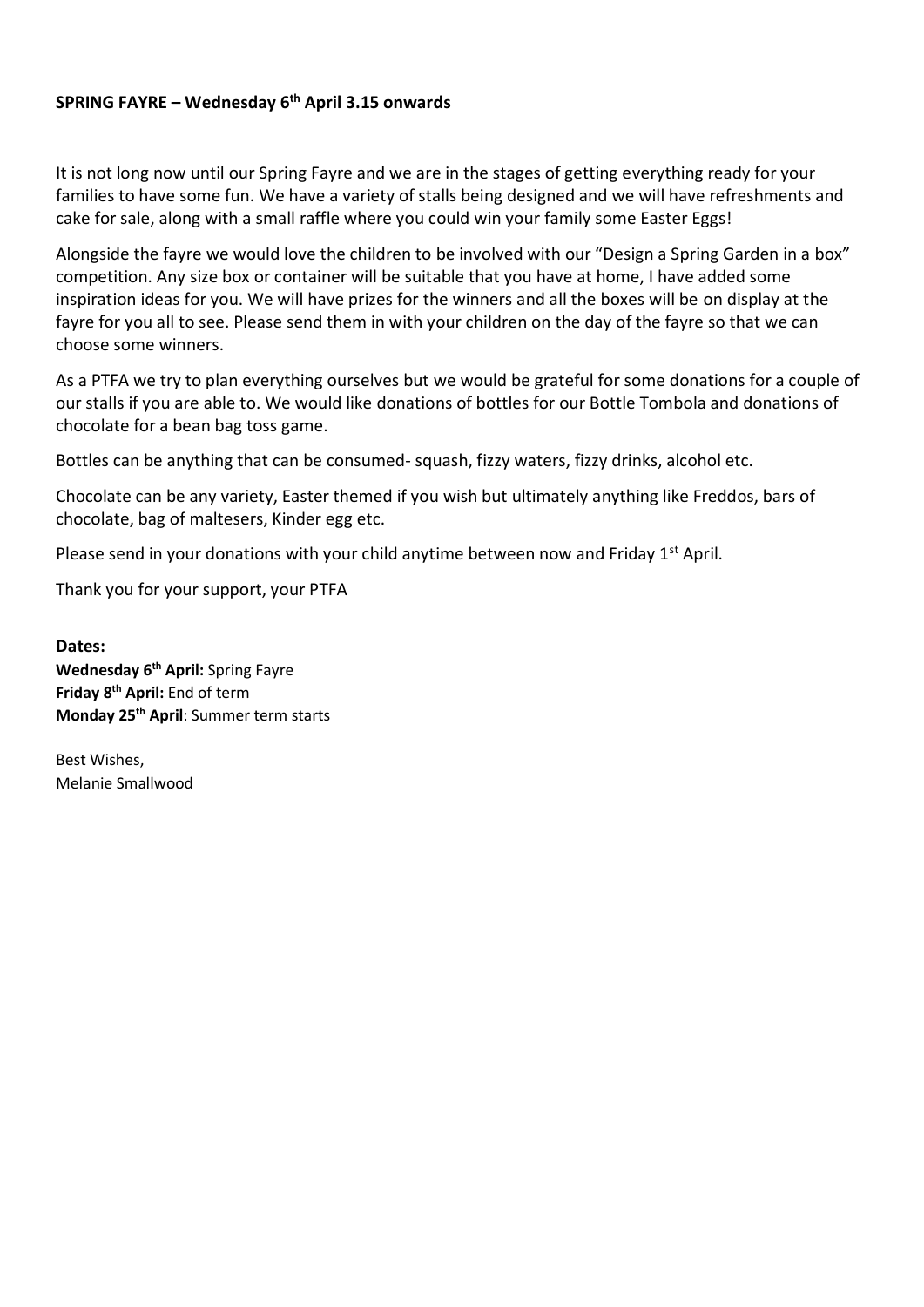**SPRING FAYRE – Wednesday 6th April 3.15 onwards**

It is not long now until our Spring Fayre and we are in the stages of getting everything ready for your families to have some fun. We have a variety of stalls being designed and we will have refreshments and cake for sale, along with a small raffle where you could win your family some Easter Eggs!

Alongside the fayre we would love the children to be involved with our "Design a Spring Garden in a box" competition. Any size box or container will be suitable that you have at home, I have added some inspiration ideas for you. We will have prizes for the winners and all the boxes will be on display at the fayre for you all to see. Please send them in with your children on the day of the fayre so that we can choose some winners.

As a PTFA we try to plan everything ourselves but we would be grateful for some donations for a couple of our stalls if you are able to. We would like donations of bottles for our Bottle Tombola and donations of chocolate for a bean bag toss game.

Bottles can be anything that can be consumed- squash, fizzy waters, fizzy drinks, alcohol etc.

Chocolate can be any variety, Easter themed if you wish but ultimately anything like Freddos, bars of chocolate, bag of maltesers, Kinder egg etc.

Please send in your donations with your child anytime between now and Friday 1st April.

Thank you for your support, your PTFA

**Dates:**
**Wednesday 6th April:** Spring Fayre
**Friday 8th April:** End of term
**Monday 25th April**: Summer term starts

Best Wishes,
Melanie Smallwood